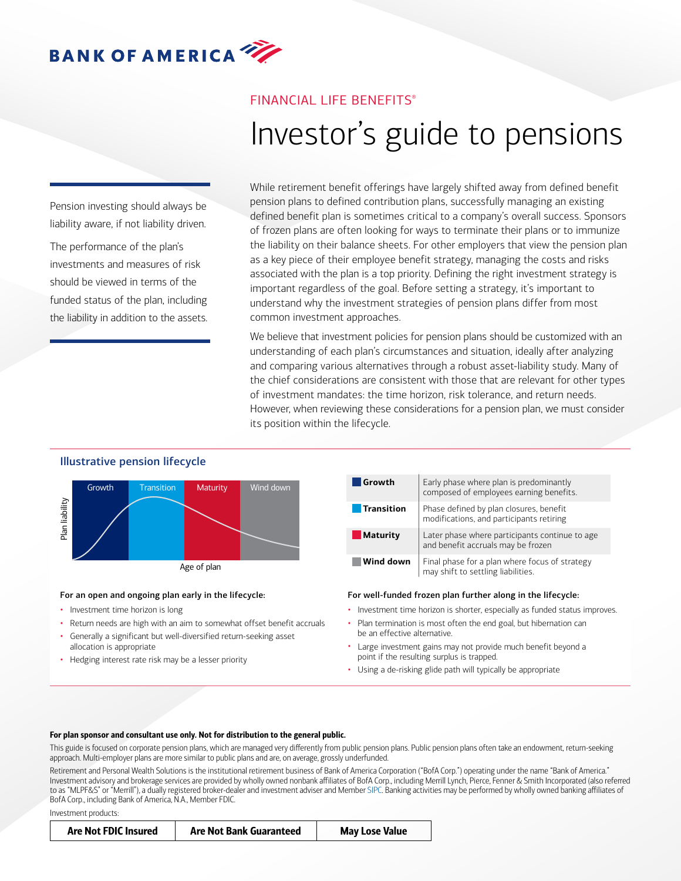BANK OF AMERICA

FINANCIAL LIFE BENEFITS®

# Investor's guide to pensions

Pension investing should always be liability aware, if not liability driven.

The performance of the plan's investments and measures of risk should be viewed in terms of the funded status of the plan, including the liability in addition to the assets.

While retirement benefit offerings have largely shifted away from defined benefit pension plans to defined contribution plans, successfully managing an existing defined benefit plan is sometimes critical to a company's overall success. Sponsors of frozen plans are often looking for ways to terminate their plans or to immunize the liability on their balance sheets. For other employers that view the pension plan as a key piece of their employee benefit strategy, managing the costs and risks associated with the plan is a top priority. Defining the right investment strategy is important regardless of the goal. Before setting a strategy, it's important to understand why the investment strategies of pension plans differ from most common investment approaches.

We believe that investment policies for pension plans should be customized with an understanding of each plan's circumstances and situation, ideally after analyzing and comparing various alternatives through a robust asset-liability study. Many of the chief considerations are consistent with those that are relevant for other types of investment mandates: the time horizon, risk tolerance, and return needs. However, when reviewing these considerations for a pension plan, we must consider its position within the lifecycle.

## Illustrative pension lifecycle

Growth | Transition | Maturity | Wind down

Plan liability

Age of plan

| Phase | Description |
|---|---|
| **Growth** | Early phase where plan is predominantly composed of employees earning benefits. |
| **Transition** | Phase defined by plan closures, benefit modifications, and participants retiring |
| **Maturity** | Later phase where participants continue to age and benefit accruals may be frozen |
| **Wind down** | Final phase for a plan where focus of strategy may shift to settling liabilities. |

**For an open and ongoing plan early in the lifecycle:**

- Investment time horizon is long
- Return needs are high with an aim to somewhat offset benefit accruals
- Generally a significant but well-diversified return-seeking asset allocation is appropriate
- Hedging interest rate risk may be a lesser priority

**For well-funded frozen plan further along in the lifecycle:**

- Investment time horizon is shorter, especially as funded status improves.
- Plan termination is most often the end goal, but hibernation can be an effective alternative.
- Large investment gains may not provide much benefit beyond a point if the resulting surplus is trapped.
- Using a de-risking glide path will typically be appropriate

**For plan sponsor and consultant use only. Not for distribution to the general public.**

This guide is focused on corporate pension plans, which are managed very differently from public pension plans. Public pension plans often take an endowment, return-seeking approach. Multi-employer plans are more similar to public plans and are, on average, grossly underfunded.

Retirement and Personal Wealth Solutions is the institutional retirement business of Bank of America Corporation ("BofA Corp.") operating under the name "Bank of America." Investment advisory and brokerage services are provided by wholly owned nonbank affiliates of BofA Corp., including Merrill Lynch, Pierce, Fenner & Smith Incorporated (also referred to as "MLPF&S" or "Merrill"), a dually registered broker-dealer and investment adviser and Member SIPC. Banking activities may be performed by wholly owned banking affiliates of BofA Corp., including Bank of America, N.A., Member FDIC.

Investment products:

| Are Not FDIC Insured | Are Not Bank Guaranteed | May Lose Value |
|---|---|---|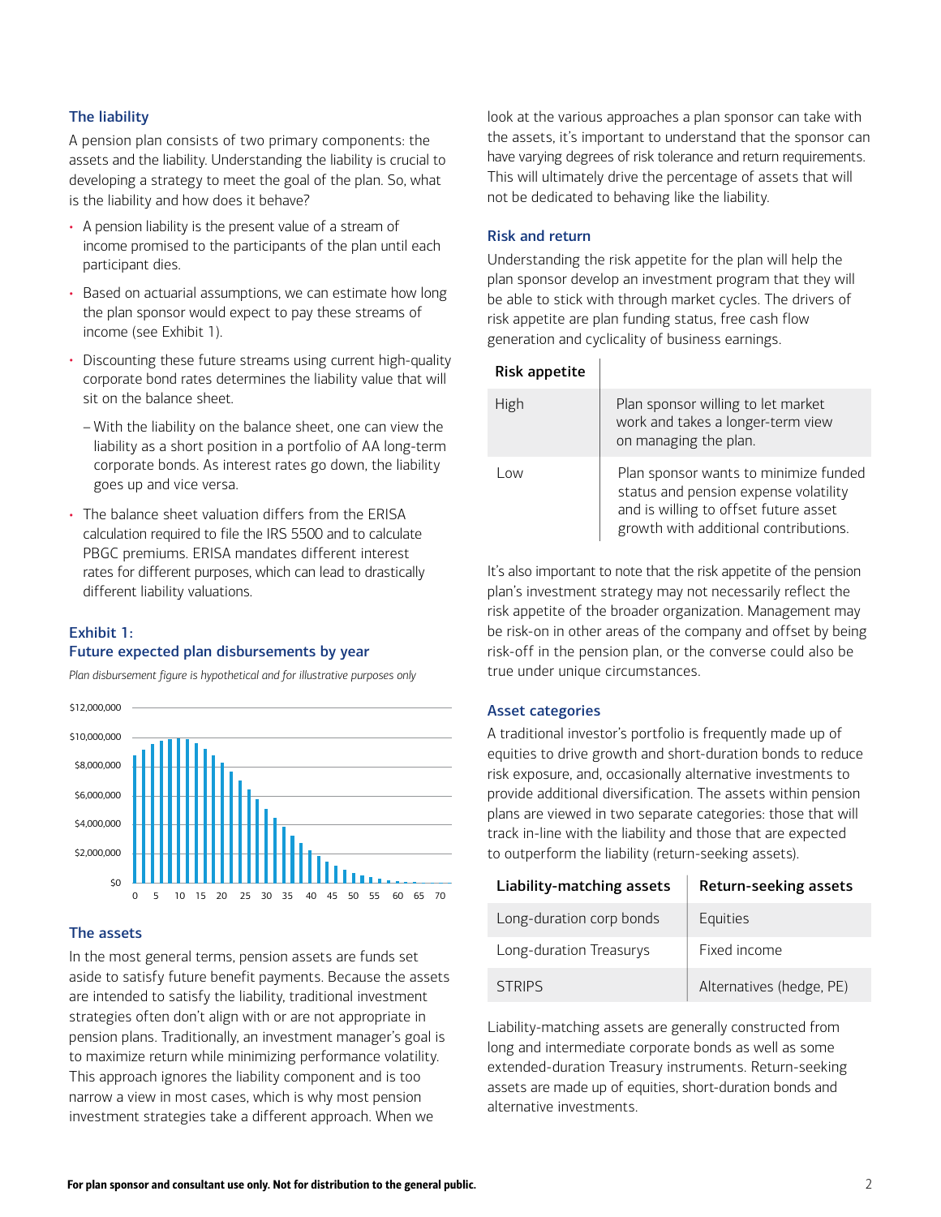### The liability

A pension plan consists of two primary components: the assets and the liability. Understanding the liability is crucial to developing a strategy to meet the goal of the plan. So, what is the liability and how does it behave?

- A pension liability is the present value of a stream of income promised to the participants of the plan until each participant dies.
- Based on actuarial assumptions, we can estimate how long the plan sponsor would expect to pay these streams of income (see Exhibit 1).
- Discounting these future streams using current high-quality corporate bond rates determines the liability value that will sit on the balance sheet.
  - With the liability on the balance sheet, one can view the liability as a short position in a portfolio of AA long-term corporate bonds. As interest rates go down, the liability goes up and vice versa.
- The balance sheet valuation differs from the ERISA calculation required to file the IRS 5500 and to calculate PBGC premiums. ERISA mandates different interest rates for different purposes, which can lead to drastically different liability valuations.

### Exhibit 1:
### Future expected plan disbursements by year

*Plan disbursement figure is hypothetical and for illustrative purposes only*

### The assets

In the most general terms, pension assets are funds set aside to satisfy future benefit payments. Because the assets are intended to satisfy the liability, traditional investment strategies often don't align with or are not appropriate in pension plans. Traditionally, an investment manager's goal is to maximize return while minimizing performance volatility. This approach ignores the liability component and is too narrow a view in most cases, which is why most pension investment strategies take a different approach. When we look at the various approaches a plan sponsor can take with the assets, it's important to understand that the sponsor can have varying degrees of risk tolerance and return requirements. This will ultimately drive the percentage of assets that will not be dedicated to behaving like the liability.

### Risk and return

Understanding the risk appetite for the plan will help the plan sponsor develop an investment program that they will be able to stick with through market cycles. The drivers of risk appetite are plan funding status, free cash flow generation and cyclicality of business earnings.

| Risk appetite | |
|---|---|
| High | Plan sponsor willing to let market work and takes a longer-term view on managing the plan. |
| Low | Plan sponsor wants to minimize funded status and pension expense volatility and is willing to offset future asset growth with additional contributions. |

It's also important to note that the risk appetite of the pension plan's investment strategy may not necessarily reflect the risk appetite of the broader organization. Management may be risk-on in other areas of the company and offset by being risk-off in the pension plan, or the converse could also be true under unique circumstances.

### Asset categories

A traditional investor's portfolio is frequently made up of equities to drive growth and short-duration bonds to reduce risk exposure, and, occasionally alternative investments to provide additional diversification. The assets within pension plans are viewed in two separate categories: those that will track in-line with the liability and those that are expected to outperform the liability (return-seeking assets).

| Liability-matching assets | Return-seeking assets |
|---|---|
| Long-duration corp bonds | Equities |
| Long-duration Treasurys | Fixed income |
| STRIPS | Alternatives (hedge, PE) |

Liability-matching assets are generally constructed from long and intermediate corporate bonds as well as some extended-duration Treasury instruments. Return-seeking assets are made up of equities, short-duration bonds and alternative investments.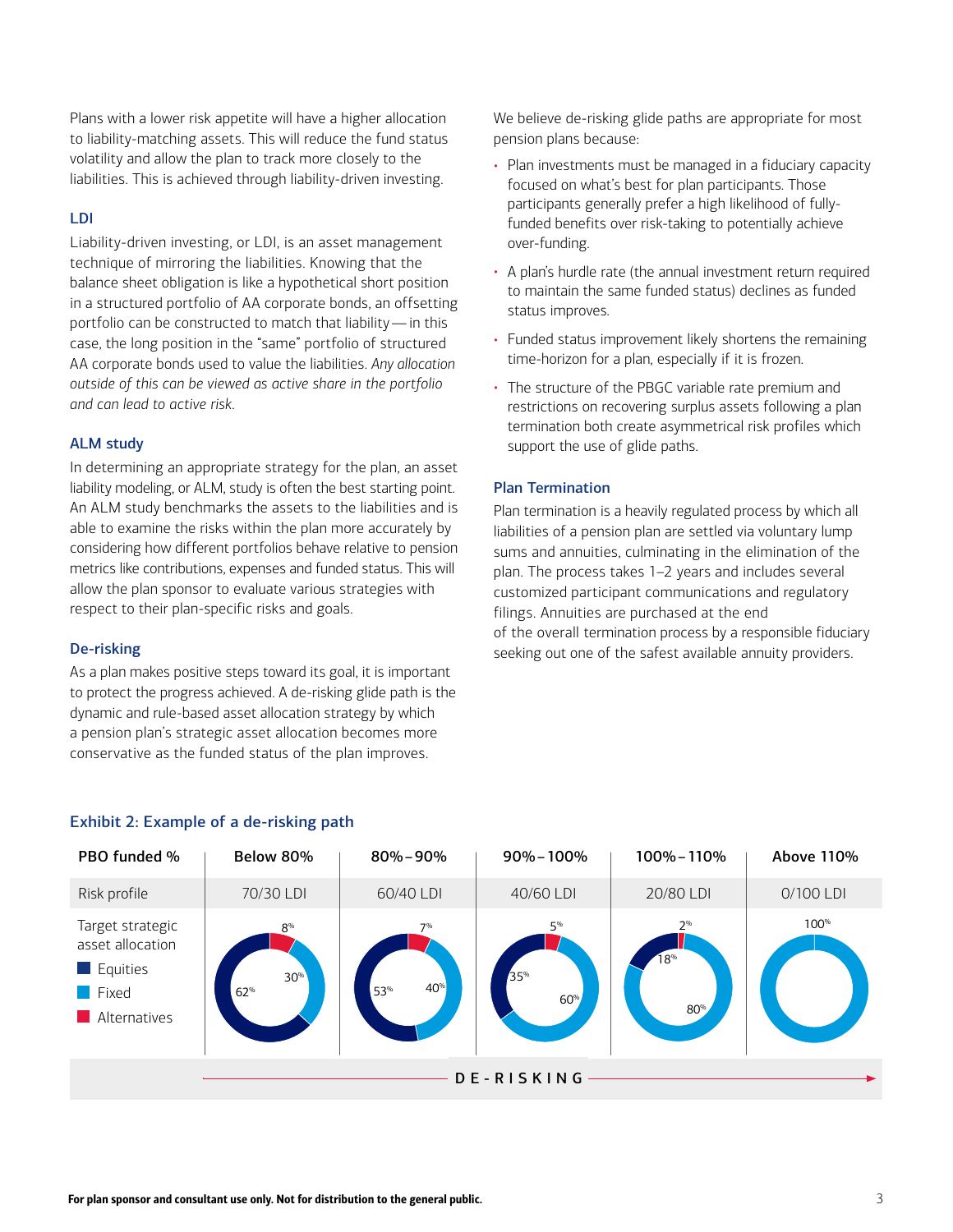Plans with a lower risk appetite will have a higher allocation to liability-matching assets. This will reduce the fund status volatility and allow the plan to track more closely to the liabilities. This is achieved through liability-driven investing.

### LDI

Liability-driven investing, or LDI, is an asset management technique of mirroring the liabilities. Knowing that the balance sheet obligation is like a hypothetical short position in a structured portfolio of AA corporate bonds, an offsetting portfolio can be constructed to match that liability — in this case, the long position in the "same" portfolio of structured AA corporate bonds used to value the liabilities. *Any allocation outside of this can be viewed as active share in the portfolio and can lead to active risk.*

### ALM study

In determining an appropriate strategy for the plan, an asset liability modeling, or ALM, study is often the best starting point. An ALM study benchmarks the assets to the liabilities and is able to examine the risks within the plan more accurately by considering how different portfolios behave relative to pension metrics like contributions, expenses and funded status. This will allow the plan sponsor to evaluate various strategies with respect to their plan-specific risks and goals.

### De-risking

As a plan makes positive steps toward its goal, it is important to protect the progress achieved. A de-risking glide path is the dynamic and rule-based asset allocation strategy by which a pension plan's strategic asset allocation becomes more conservative as the funded status of the plan improves.

We believe de-risking glide paths are appropriate for most pension plans because:

- Plan investments must be managed in a fiduciary capacity focused on what's best for plan participants. Those participants generally prefer a high likelihood of fully-funded benefits over risk-taking to potentially achieve over-funding.
- A plan's hurdle rate (the annual investment return required to maintain the same funded status) declines as funded status improves.
- Funded status improvement likely shortens the remaining time-horizon for a plan, especially if it is frozen.
- The structure of the PBGC variable rate premium and restrictions on recovering surplus assets following a plan termination both create asymmetrical risk profiles which support the use of glide paths.

### Plan Termination

Plan termination is a heavily regulated process by which all liabilities of a pension plan are settled via voluntary lump sums and annuities, culminating in the elimination of the plan. The process takes 1–2 years and includes several customized participant communications and regulatory filings. Annuities are purchased at the end of the overall termination process by a responsible fiduciary seeking out one of the safest available annuity providers.

### Exhibit 2: Example of a de-risking path

| PBO funded % | Below 80% | 80%–90% | 90%–100% | 100%–110% | Above 110% |
|---|---|---|---|---|---|
| Risk profile | 70/30 LDI | 60/40 LDI | 40/60 LDI | 20/80 LDI | 0/100 LDI |
| Target strategic asset allocation: Equities | 62% | 53% | 35% | 18% | |
| Fixed | 30% | 40% | 60% | 80% | 100% |
| Alternatives | 8% | 7% | 5% | 2% | |

DE-RISKING →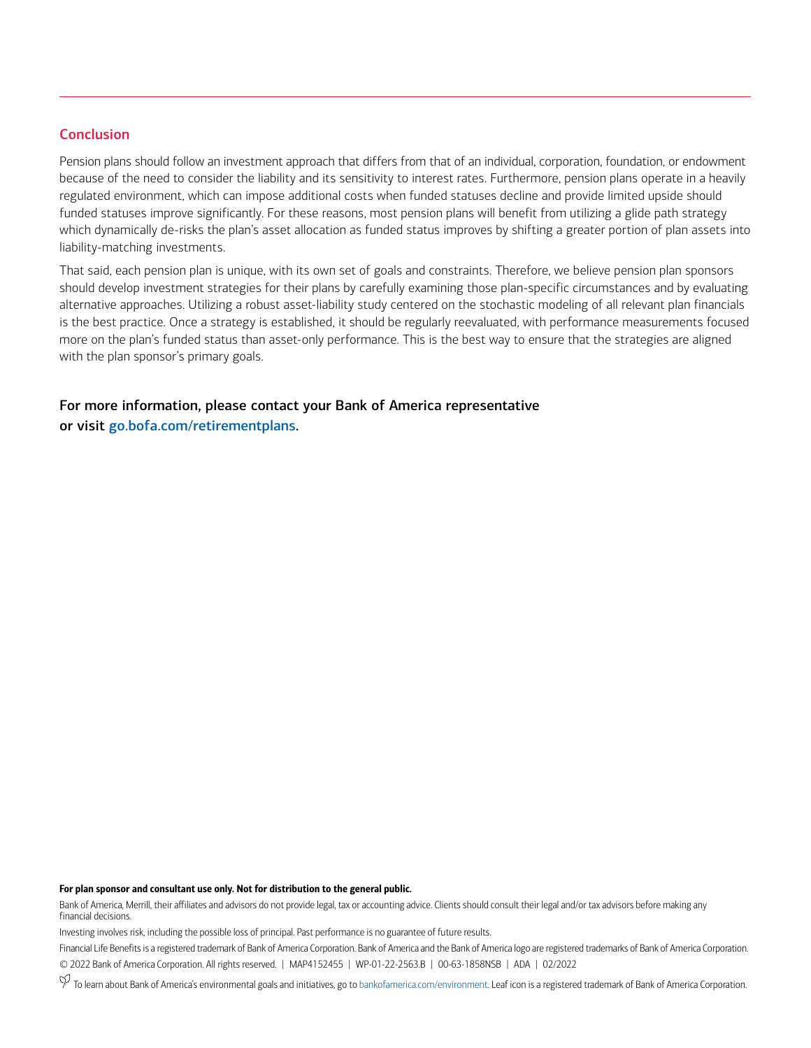## Conclusion

Pension plans should follow an investment approach that differs from that of an individual, corporation, foundation, or endowment because of the need to consider the liability and its sensitivity to interest rates. Furthermore, pension plans operate in a heavily regulated environment, which can impose additional costs when funded statuses decline and provide limited upside should funded statuses improve significantly. For these reasons, most pension plans will benefit from utilizing a glide path strategy which dynamically de-risks the plan's asset allocation as funded status improves by shifting a greater portion of plan assets into liability-matching investments.

That said, each pension plan is unique, with its own set of goals and constraints. Therefore, we believe pension plan sponsors should develop investment strategies for their plans by carefully examining those plan-specific circumstances and by evaluating alternative approaches. Utilizing a robust asset-liability study centered on the stochastic modeling of all relevant plan financials is the best practice. Once a strategy is established, it should be regularly reevaluated, with performance measurements focused more on the plan's funded status than asset-only performance. This is the best way to ensure that the strategies are aligned with the plan sponsor's primary goals.

**For more information, please contact your Bank of America representative or visit go.bofa.com/retirementplans.**

**For plan sponsor and consultant use only. Not for distribution to the general public.**

Bank of America, Merrill, their affiliates and advisors do not provide legal, tax or accounting advice. Clients should consult their legal and/or tax advisors before making any financial decisions.

Investing involves risk, including the possible loss of principal. Past performance is no guarantee of future results.

Financial Life Benefits is a registered trademark of Bank of America Corporation. Bank of America and the Bank of America logo are registered trademarks of Bank of America Corporation.

© 2022 Bank of America Corporation. All rights reserved. | MAP4152455 | WP-01-22-2563.B | 00-63-1858NSB | ADA | 02/2022

To learn about Bank of America's environmental goals and initiatives, go to bankofamerica.com/environment. Leaf icon is a registered trademark of Bank of America Corporation.